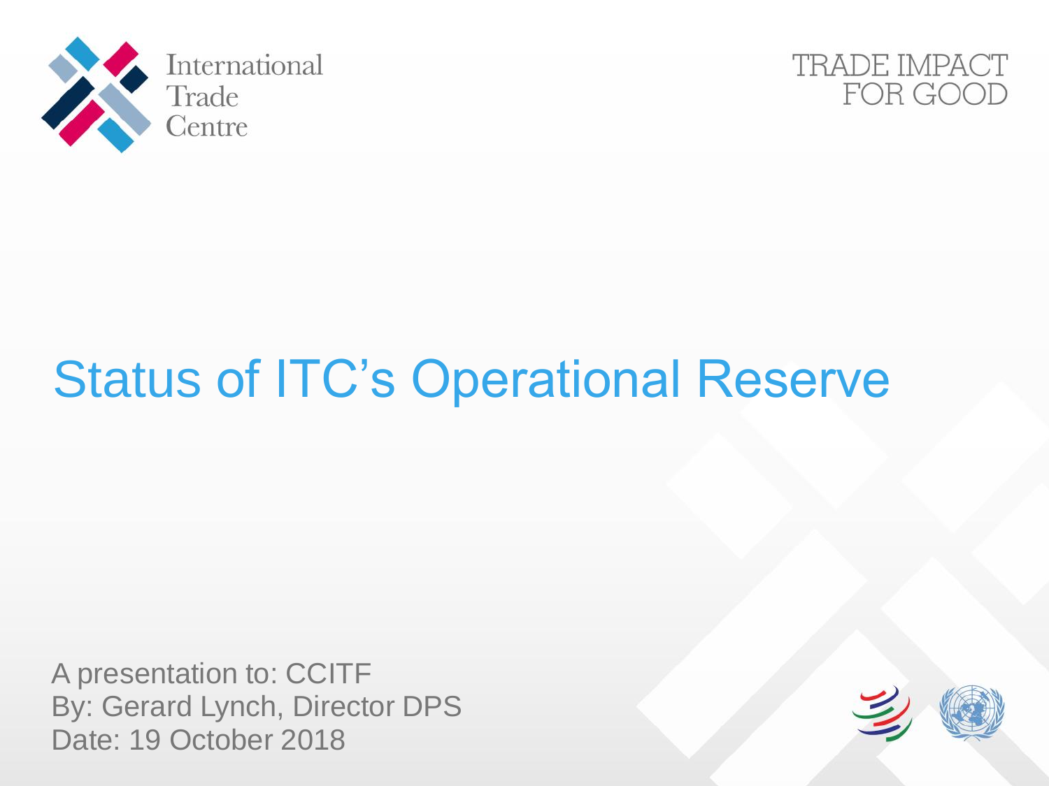International Trade Centre

TRADE IMPACT FOR GOOD

# Status of ITC's Operational Reserve

A presentation to: CCITF
By: Gerard Lynch, Director DPS
Date: 19 October 2018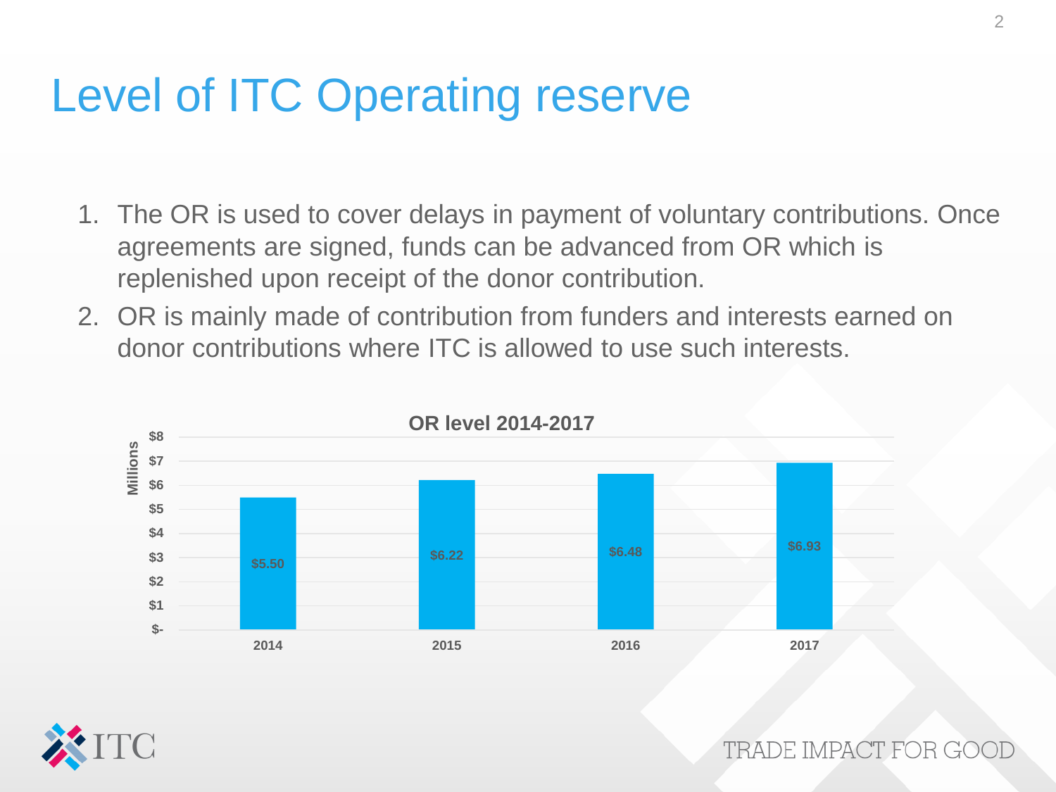# Level of ITC Operating reserve

1. The OR is used to cover delays in payment of voluntary contributions. Once agreements are signed, funds can be advanced from OR which is replenished upon receipt of the donor contribution.
2. OR is mainly made of contribution from funders and interests earned on donor contributions where ITC is allowed to use such interests.

**OR level 2014-2017**

| Year | OR level (Millions) |
|---|---|
| 2014 | $5.50 |
| 2015 | $6.22 |
| 2016 | $6.48 |
| 2017 | $6.93 |

TRADE IMPACT FOR GOOD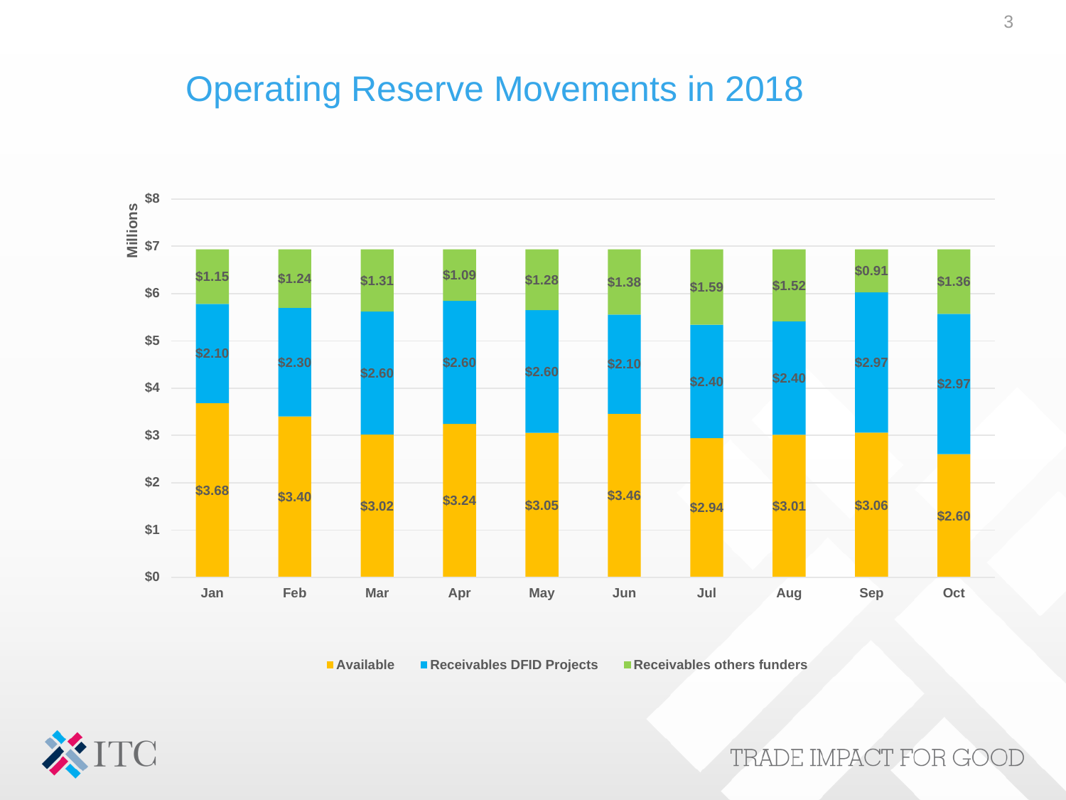# Operating Reserve Movements in 2018

Millions

| Month | Available | Receivables DFID Projects | Receivables others funders |
|---|---|---|---|
| Jan | $3.68 | $2.10 | $1.15 |
| Feb | $3.40 | $2.30 | $1.24 |
| Mar | $3.02 | $2.60 | $1.31 |
| Apr | $3.24 | $2.60 | $1.09 |
| May | $3.05 | $2.60 | $1.28 |
| Jun | $3.46 | $2.10 | $1.38 |
| Jul | $2.94 | $2.40 | $1.59 |
| Aug | $3.01 | $2.40 | $1.52 |
| Sep | $3.06 | $2.97 | $0.91 |
| Oct | $2.60 | $2.97 | $1.36 |

TRADE IMPACT FOR GOOD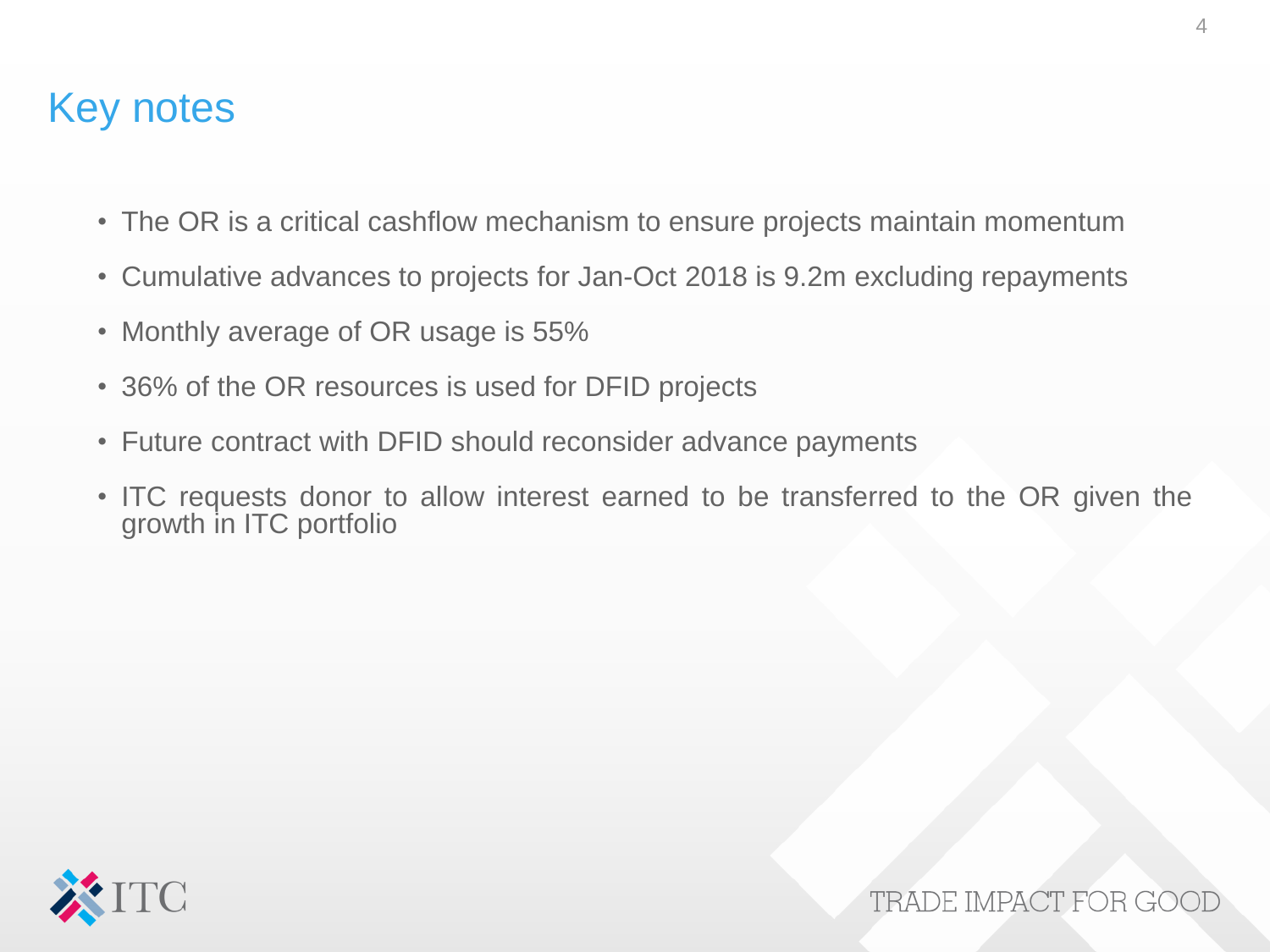# Key notes

- The OR is a critical cashflow mechanism to ensure projects maintain momentum
- Cumulative advances to projects for Jan-Oct 2018 is 9.2m excluding repayments
- Monthly average of OR usage is 55%
- 36% of the OR resources is used for DFID projects
- Future contract with DFID should reconsider advance payments
- ITC requests donor to allow interest earned to be transferred to the OR given the growth in ITC portfolio